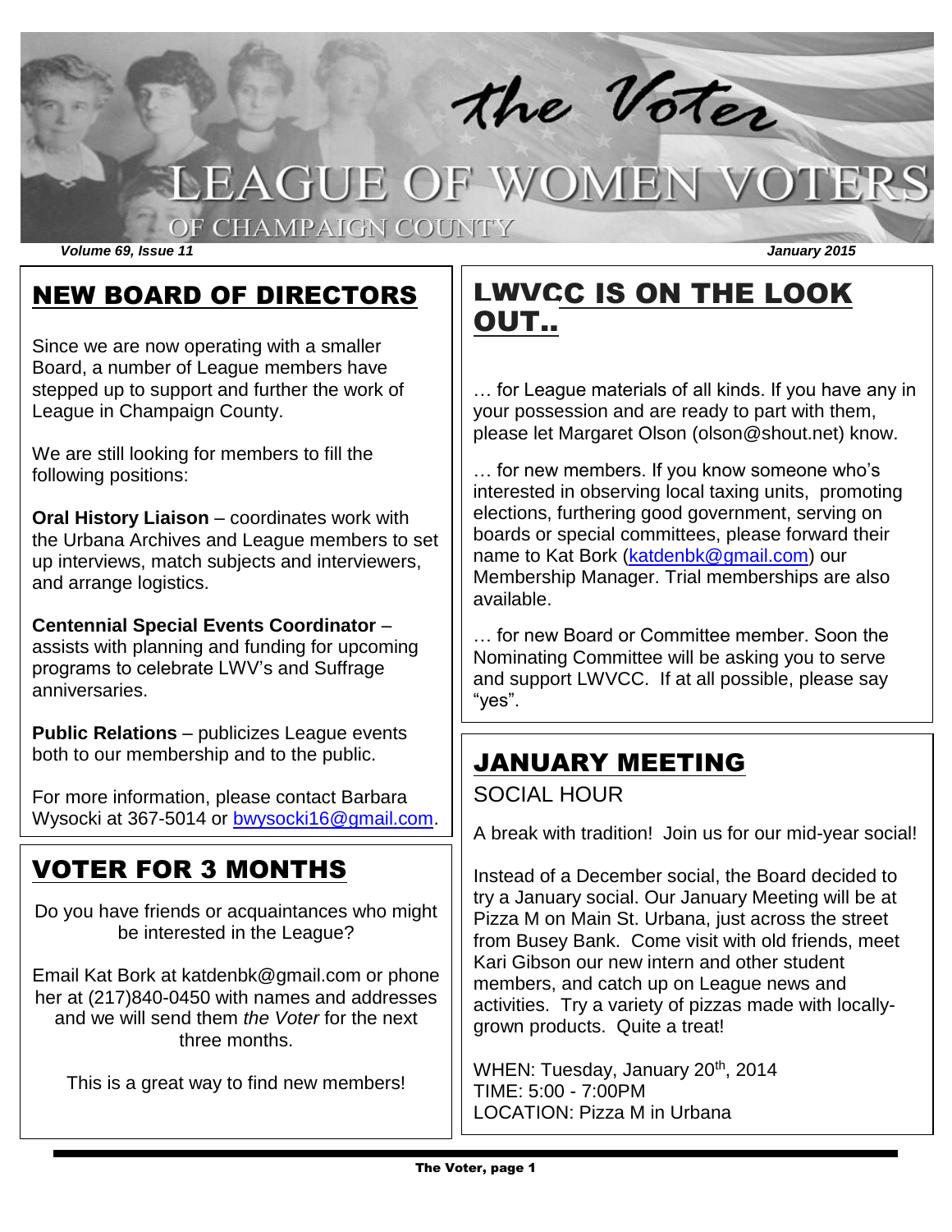# the Voter

## LEAGUE OF WOMEN VOTERS OF CHAMPAIGN COUNTY

*Volume 69, Issue 11* *January 2015*

## NEW BOARD OF DIRECTORS

Since we are now operating with a smaller Board, a number of League members have stepped up to support and further the work of League in Champaign County.

We are still looking for members to fill the following positions:

**Oral History Liaison** – coordinates work with the Urbana Archives and League members to set up interviews, match subjects and interviewers, and arrange logistics.

**Centennial Special Events Coordinator** – assists with planning and funding for upcoming programs to celebrate LWV's and Suffrage anniversaries.

**Public Relations** – publicizes League events both to our membership and to the public.

For more information, please contact Barbara Wysocki at 367-5014 or bwysocki16@gmail.com.

## VOTER FOR 3 MONTHS

Do you have friends or acquaintances who might be interested in the League?

Email Kat Bork at katdenbk@gmail.com or phone her at (217)840-0450 with names and addresses and we will send them *the Voter* for the next three months.

This is a great way to find new members!

## LWVCC IS ON THE LOOK OUT..

… for League materials of all kinds. If you have any in your possession and are ready to part with them, please let Margaret Olson (olson@shout.net) know.

… for new members. If you know someone who's interested in observing local taxing units, promoting elections, furthering good government, serving on boards or special committees, please forward their name to Kat Bork (katdenbk@gmail.com) our Membership Manager. Trial memberships are also available.

… for new Board or Committee member. Soon the Nominating Committee will be asking you to serve and support LWVCC. If at all possible, please say "yes".

## JANUARY MEETING

SOCIAL HOUR

A break with tradition! Join us for our mid-year social!

Instead of a December social, the Board decided to try a January social. Our January Meeting will be at Pizza M on Main St. Urbana, just across the street from Busey Bank. Come visit with old friends, meet Kari Gibson our new intern and other student members, and catch up on League news and activities. Try a variety of pizzas made with locally-grown products. Quite a treat!

WHEN: Tuesday, January 20th, 2014
TIME: 5:00 - 7:00PM
LOCATION: Pizza M in Urbana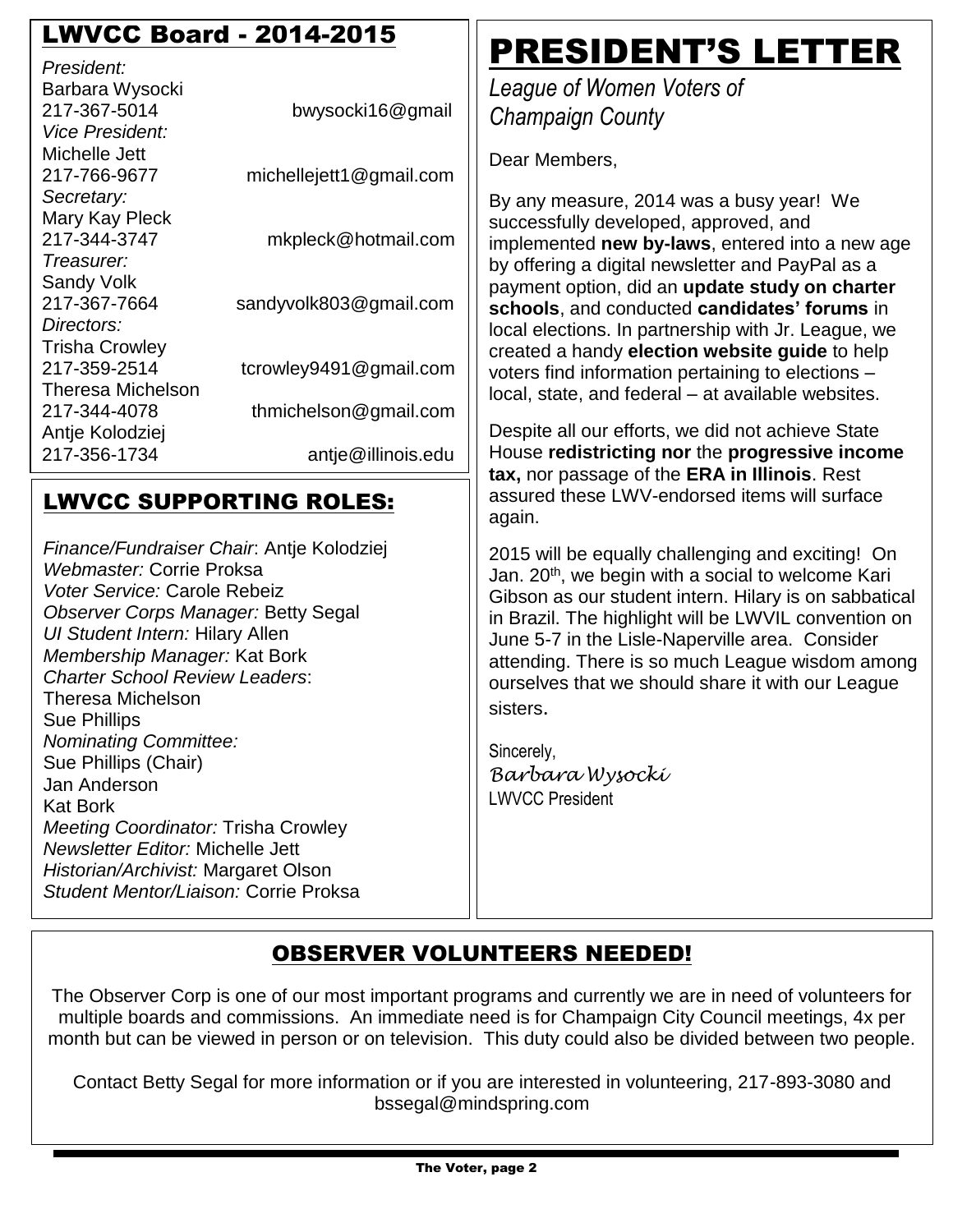## LWVCC Board - 2014-2015

*President:*
Barbara Wysocki
217-367-5014 bwysocki16@gmail

*Vice President:*
Michelle Jett
217-766-9677 michellejett1@gmail.com

*Secretary:*
Mary Kay Pleck
217-344-3747 mkpleck@hotmail.com

*Treasurer:*
Sandy Volk
217-367-7664 sandyvolk803@gmail.com

*Directors:*
Trisha Crowley
217-359-2514 tcrowley9491@gmail.com

Theresa Michelson
217-344-4078 thmichelson@gmail.com

Antje Kolodziej
217-356-1734 antje@illinois.edu

## LWVCC SUPPORTING ROLES:

*Finance/Fundraiser Chair*: Antje Kolodziej
*Webmaster:* Corrie Proksa
*Voter Service:* Carole Rebeiz
*Observer Corps Manager:* Betty Segal
*UI Student Intern:* Hilary Allen
*Membership Manager:* Kat Bork
*Charter School Review Leaders*:
Theresa Michelson
Sue Phillips
*Nominating Committee:*
Sue Phillips (Chair)
Jan Anderson
Kat Bork
*Meeting Coordinator:* Trisha Crowley
*Newsletter Editor:* Michelle Jett
*Historian/Archivist:* Margaret Olson
*Student Mentor/Liaison:* Corrie Proksa

# PRESIDENT'S LETTER

*League of Women Voters of Champaign County*

Dear Members,

By any measure, 2014 was a busy year! We successfully developed, approved, and implemented **new by-laws**, entered into a new age by offering a digital newsletter and PayPal as a payment option, did an **update study on charter schools**, and conducted **candidates' forums** in local elections. In partnership with Jr. League, we created a handy **election website guide** to help voters find information pertaining to elections – local, state, and federal – at available websites.

Despite all our efforts, we did not achieve State House **redistricting nor** the **progressive income tax,** nor passage of the **ERA in Illinois**. Rest assured these LWV-endorsed items will surface again.

2015 will be equally challenging and exciting! On Jan. 20th, we begin with a social to welcome Kari Gibson as our student intern. Hilary is on sabbatical in Brazil. The highlight will be LWVIL convention on June 5-7 in the Lisle-Naperville area. Consider attending. There is so much League wisdom among ourselves that we should share it with our League sisters.

Sincerely,
*Barbara Wysocki*
LWVCC President

## OBSERVER VOLUNTEERS NEEDED!

The Observer Corp is one of our most important programs and currently we are in need of volunteers for multiple boards and commissions. An immediate need is for Champaign City Council meetings, 4x per month but can be viewed in person or on television. This duty could also be divided between two people.

Contact Betty Segal for more information or if you are interested in volunteering, 217-893-3080 and bssegal@mindspring.com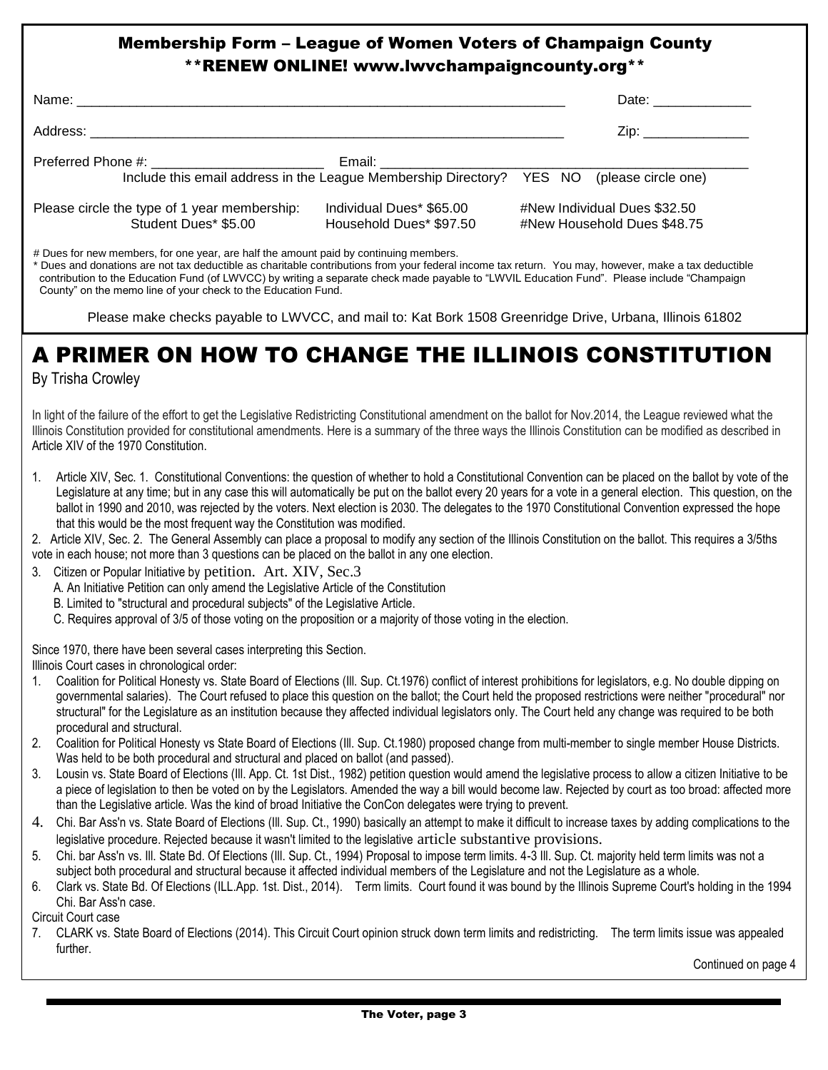## Membership Form – League of Women Voters of Champaign County
## **RENEW ONLINE! www.lwvchampaigncounty.org**

Name: ______________________________________________________________ Date: ____________

Address: ____________________________________________________________ Zip: _____________

Preferred Phone #: ______________________ Email: ______________________________________________

Include this email address in the League Membership Directory? YES NO (please circle one)

| Please circle the type of 1 year membership: | Individual Dues* $65.00 | #New Individual Dues $32.50 |
|---|---|---|
| Student Dues* $5.00 | Household Dues* $97.50 | #New Household Dues $48.75 |

# Dues for new members, for one year, are half the amount paid by continuing members.
* Dues and donations are not tax deductible as charitable contributions from your federal income tax return. You may, however, make a tax deductible contribution to the Education Fund (of LWVCC) by writing a separate check made payable to "LWVIL Education Fund". Please include "Champaign County" on the memo line of your check to the Education Fund.

Please make checks payable to LWVCC, and mail to: Kat Bork 1508 Greenridge Drive, Urbana, Illinois 61802

# A PRIMER ON HOW TO CHANGE THE ILLINOIS CONSTITUTION

By Trisha Crowley

In light of the failure of the effort to get the Legislative Redistricting Constitutional amendment on the ballot for Nov.2014, the League reviewed what the Illinois Constitution provided for constitutional amendments. Here is a summary of the three ways the Illinois Constitution can be modified as described in Article XIV of the 1970 Constitution.

1. Article XIV, Sec. 1. Constitutional Conventions: the question of whether to hold a Constitutional Convention can be placed on the ballot by vote of the Legislature at any time; but in any case this will automatically be put on the ballot every 20 years for a vote in a general election. This question, on the ballot in 1990 and 2010, was rejected by the voters. Next election is 2030. The delegates to the 1970 Constitutional Convention expressed the hope that this would be the most frequent way the Constitution was modified.
2. Article XIV, Sec. 2. The General Assembly can place a proposal to modify any section of the Illinois Constitution on the ballot. This requires a 3/5ths vote in each house; not more than 3 questions can be placed on the ballot in any one election.
3. Citizen or Popular Initiative by petition. Art. XIV, Sec.3
   - A. An Initiative Petition can only amend the Legislative Article of the Constitution
   - B. Limited to "structural and procedural subjects" of the Legislative Article.
   - C. Requires approval of 3/5 of those voting on the proposition or a majority of those voting in the election.

Since 1970, there have been several cases interpreting this Section.
Illinois Court cases in chronological order:

1. Coalition for Political Honesty vs. State Board of Elections (Ill. Sup. Ct.1976) conflict of interest prohibitions for legislators, e.g. No double dipping on governmental salaries). The Court refused to place this question on the ballot; the Court held the proposed restrictions were neither "procedural" nor structural" for the Legislature as an institution because they affected individual legislators only. The Court held any change was required to be both procedural and structural.
2. Coalition for Political Honesty vs State Board of Elections (Ill. Sup. Ct.1980) proposed change from multi-member to single member House Districts. Was held to be both procedural and structural and placed on ballot (and passed).
3. Lousin vs. State Board of Elections (Ill. App. Ct. 1st Dist., 1982) petition question would amend the legislative process to allow a citizen Initiative to be a piece of legislation to then be voted on by the Legislators. Amended the way a bill would become law. Rejected by court as too broad: affected more than the Legislative article. Was the kind of broad Initiative the ConCon delegates were trying to prevent.
4. Chi. Bar Ass'n vs. State Board of Elections (Ill. Sup. Ct., 1990) basically an attempt to make it difficult to increase taxes by adding complications to the legislative procedure. Rejected because it wasn't limited to the legislative article substantive provisions.
5. Chi. bar Ass'n vs. Ill. State Bd. Of Elections (Ill. Sup. Ct., 1994) Proposal to impose term limits. 4-3 Ill. Sup. Ct. majority held term limits was not a subject both procedural and structural because it affected individual members of the Legislature and not the Legislature as a whole.
6. Clark vs. State Bd. Of Elections (ILL.App. 1st. Dist., 2014). Term limits. Court found it was bound by the Illinois Supreme Court's holding in the 1994 Chi. Bar Ass'n case.

Circuit Court case

7. CLARK vs. State Board of Elections (2014). This Circuit Court opinion struck down term limits and redistricting. The term limits issue was appealed further.

Continued on page 4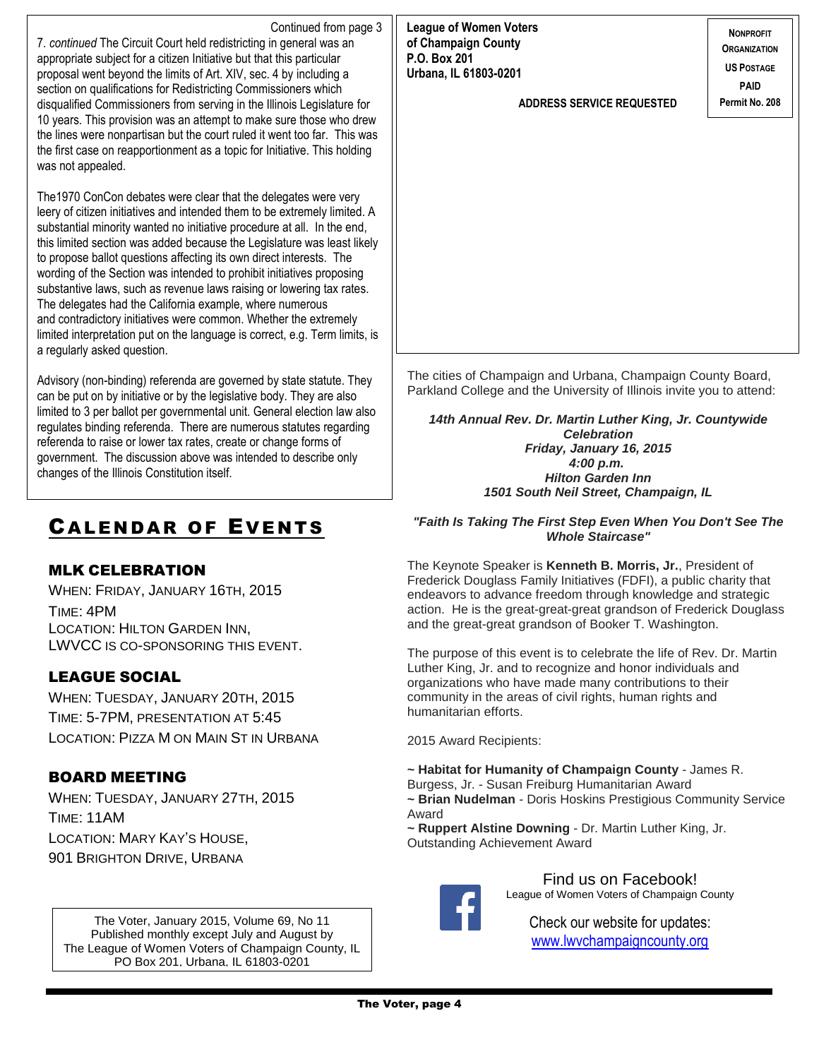Continued from page 3

7. *continued* The Circuit Court held redistricting in general was an appropriate subject for a citizen Initiative but that this particular proposal went beyond the limits of Art. XIV, sec. 4 by including a section on qualifications for Redistricting Commissioners which disqualified Commissioners from serving in the Illinois Legislature for 10 years. This provision was an attempt to make sure those who drew the lines were nonpartisan but the court ruled it went too far. This was the first case on reapportionment as a topic for Initiative. This holding was not appealed.

The1970 ConCon debates were clear that the delegates were very leery of citizen initiatives and intended them to be extremely limited. A substantial minority wanted no initiative procedure at all. In the end, this limited section was added because the Legislature was least likely to propose ballot questions affecting its own direct interests. The wording of the Section was intended to prohibit initiatives proposing substantive laws, such as revenue laws raising or lowering tax rates. The delegates had the California example, where numerous and contradictory initiatives were common. Whether the extremely limited interpretation put on the language is correct, e.g. Term limits, is a regularly asked question.

Advisory (non-binding) referenda are governed by state statute. They can be put on by initiative or by the legislative body. They are also limited to 3 per ballot per governmental unit. General election law also regulates binding referenda. There are numerous statutes regarding referenda to raise or lower tax rates, create or change forms of government. The discussion above was intended to describe only changes of the Illinois Constitution itself.

# Calendar of Events

## MLK Celebration

When: Friday, January 16th, 2015
Time: 4PM
Location: Hilton Garden Inn,
LWVCC is co-sponsoring this event.

## League Social

When: Tuesday, January 20th, 2015
Time: 5-7PM, presentation at 5:45
Location: Pizza M on Main St in Urbana

## Board Meeting

When: Tuesday, January 27th, 2015
Time: 11AM
Location: Mary Kay's House,
901 Brighton Drive, Urbana

The Voter, January 2015, Volume 69, No 11
Published monthly except July and August by
The League of Women Voters of Champaign County, IL
PO Box 201, Urbana, IL 61803-0201

**League of Women Voters of Champaign County**
**P.O. Box 201**
**Urbana, IL 61803-0201**

**ADDRESS SERVICE REQUESTED**

**Nonprofit Organization**
**US Postage**
**PAID**
**Permit No. 208**

The cities of Champaign and Urbana, Champaign County Board, Parkland College and the University of Illinois invite you to attend:

***14th Annual Rev. Dr. Martin Luther King, Jr. Countywide Celebration***
***Friday, January 16, 2015***
***4:00 p.m.***
***Hilton Garden Inn***
***1501 South Neil Street, Champaign, IL***

***"Faith Is Taking The First Step Even When You Don't See The Whole Staircase"***

The Keynote Speaker is **Kenneth B. Morris, Jr.**, President of Frederick Douglass Family Initiatives (FDFI), a public charity that endeavors to advance freedom through knowledge and strategic action. He is the great-great-great grandson of Frederick Douglass and the great-great grandson of Booker T. Washington.

The purpose of this event is to celebrate the life of Rev. Dr. Martin Luther King, Jr. and to recognize and honor individuals and organizations who have made many contributions to their community in the areas of civil rights, human rights and humanitarian efforts.

2015 Award Recipients:

~ **Habitat for Humanity of Champaign County** - James R. Burgess, Jr. - Susan Freiburg Humanitarian Award
~ **Brian Nudelman** - Doris Hoskins Prestigious Community Service Award
~ **Ruppert Alstine Downing** - Dr. Martin Luther King, Jr. Outstanding Achievement Award

Find us on Facebook!
League of Women Voters of Champaign County

Check our website for updates:
www.lwvchampaigncounty.org